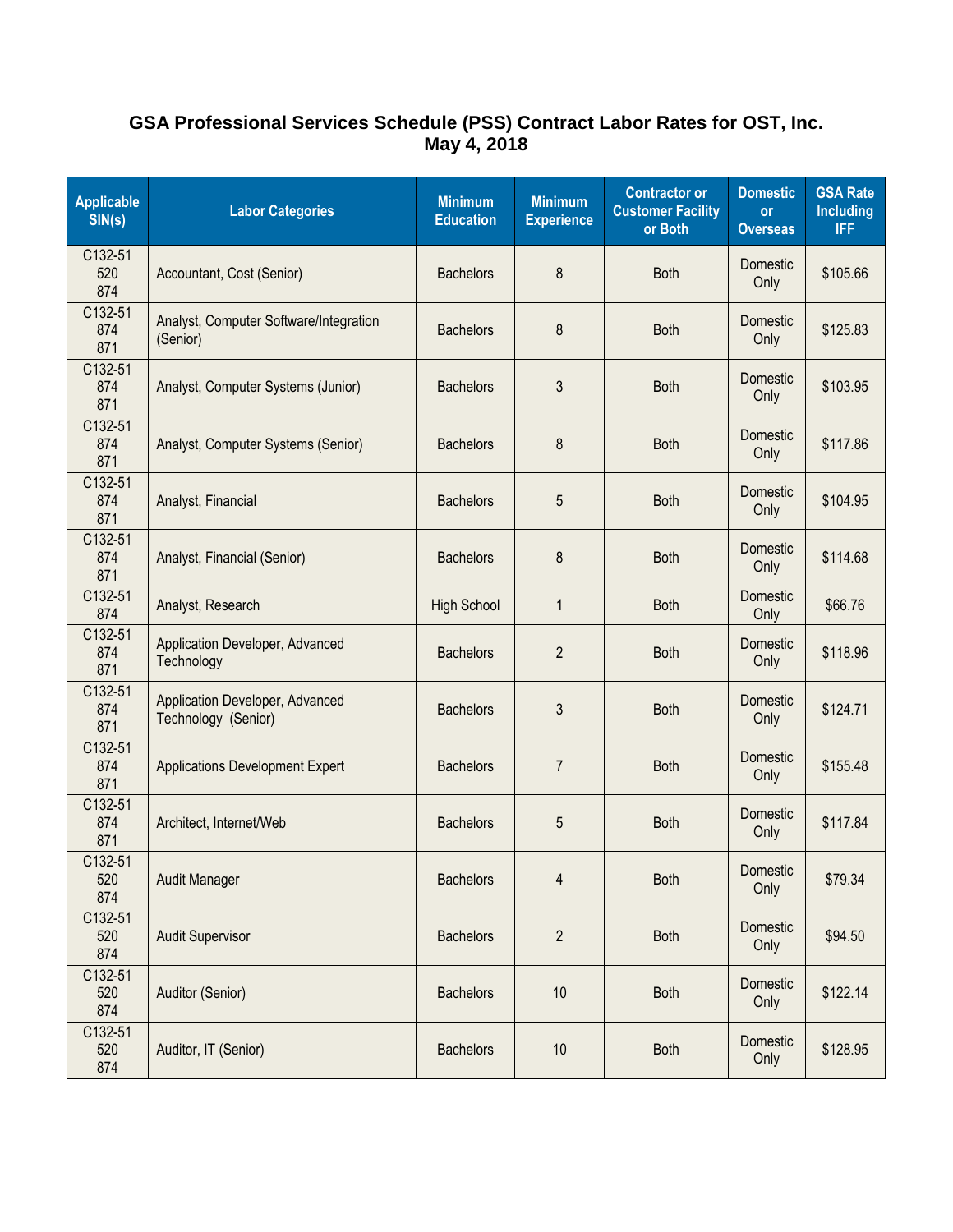# GSA Professional Services Schedule (PSS) Contract Labor Rates for OST, Inc.
## May 4, 2018

| Applicable SIN(s) | Labor Categories | Minimum Education | Minimum Experience | Contractor or Customer Facility or Both | Domestic or Overseas | GSA Rate Including IFF |
|---|---|---|---|---|---|---|
| C132-51 520 874 | Accountant, Cost (Senior) | Bachelors | 8 | Both | Domestic Only | $105.66 |
| C132-51 874 871 | Analyst, Computer Software/Integration (Senior) | Bachelors | 8 | Both | Domestic Only | $125.83 |
| C132-51 874 871 | Analyst, Computer Systems (Junior) | Bachelors | 3 | Both | Domestic Only | $103.95 |
| C132-51 874 871 | Analyst, Computer Systems (Senior) | Bachelors | 8 | Both | Domestic Only | $117.86 |
| C132-51 874 871 | Analyst, Financial | Bachelors | 5 | Both | Domestic Only | $104.95 |
| C132-51 874 871 | Analyst, Financial (Senior) | Bachelors | 8 | Both | Domestic Only | $114.68 |
| C132-51 874 | Analyst, Research | High School | 1 | Both | Domestic Only | $66.76 |
| C132-51 874 871 | Application Developer, Advanced Technology | Bachelors | 2 | Both | Domestic Only | $118.96 |
| C132-51 874 871 | Application Developer, Advanced Technology (Senior) | Bachelors | 3 | Both | Domestic Only | $124.71 |
| C132-51 874 871 | Applications Development Expert | Bachelors | 7 | Both | Domestic Only | $155.48 |
| C132-51 874 871 | Architect, Internet/Web | Bachelors | 5 | Both | Domestic Only | $117.84 |
| C132-51 520 874 | Audit Manager | Bachelors | 4 | Both | Domestic Only | $79.34 |
| C132-51 520 874 | Audit Supervisor | Bachelors | 2 | Both | Domestic Only | $94.50 |
| C132-51 520 874 | Auditor (Senior) | Bachelors | 10 | Both | Domestic Only | $122.14 |
| C132-51 520 874 | Auditor, IT (Senior) | Bachelors | 10 | Both | Domestic Only | $128.95 |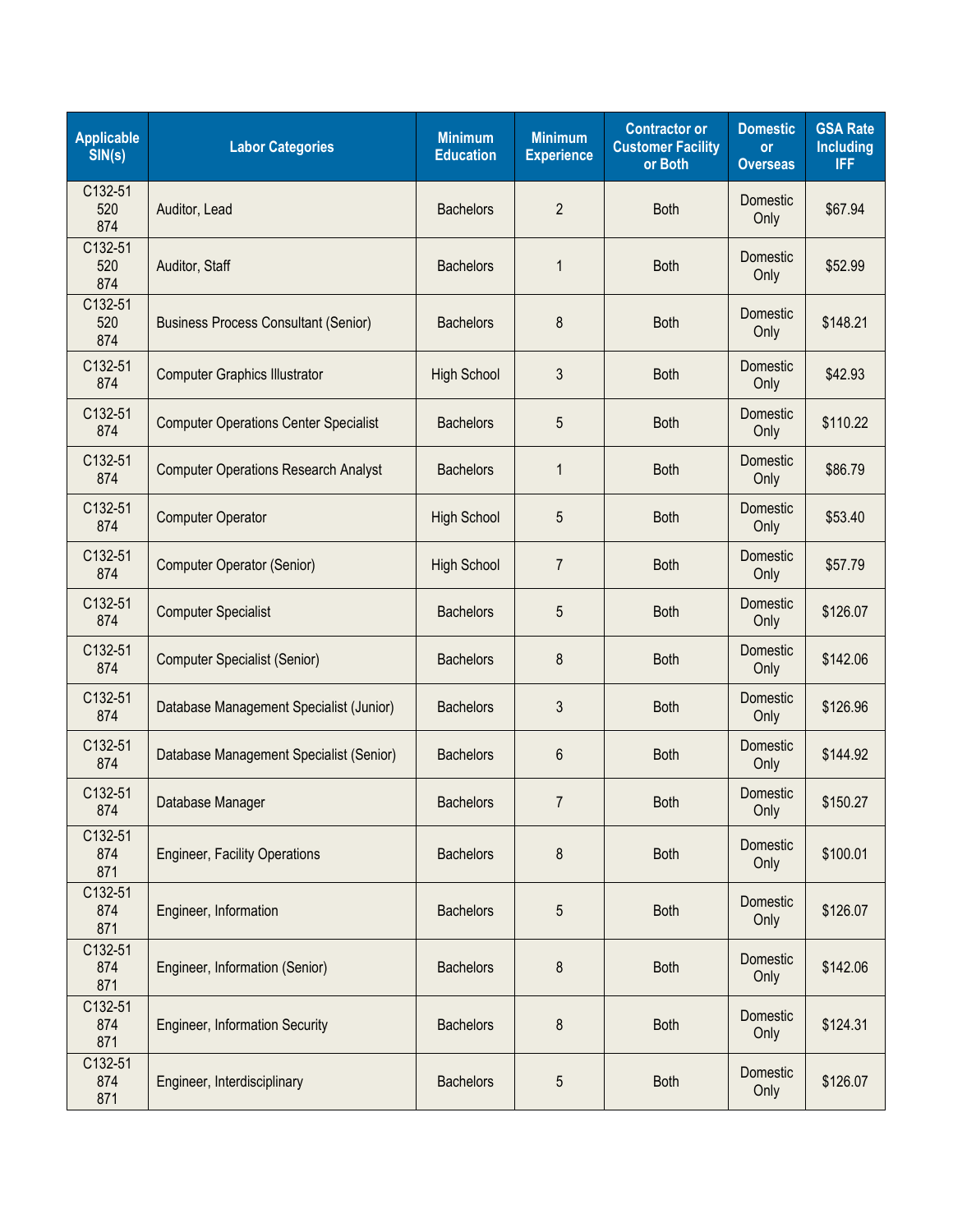| Applicable SIN(s) | Labor Categories | Minimum Education | Minimum Experience | Contractor or Customer Facility or Both | Domestic or Overseas | GSA Rate Including IFF |
|---|---|---|---|---|---|---|
| C132-51 520 874 | Auditor, Lead | Bachelors | 2 | Both | Domestic Only | $67.94 |
| C132-51 520 874 | Auditor, Staff | Bachelors | 1 | Both | Domestic Only | $52.99 |
| C132-51 520 874 | Business Process Consultant (Senior) | Bachelors | 8 | Both | Domestic Only | $148.21 |
| C132-51 874 | Computer Graphics Illustrator | High School | 3 | Both | Domestic Only | $42.93 |
| C132-51 874 | Computer Operations Center Specialist | Bachelors | 5 | Both | Domestic Only | $110.22 |
| C132-51 874 | Computer Operations Research Analyst | Bachelors | 1 | Both | Domestic Only | $86.79 |
| C132-51 874 | Computer Operator | High School | 5 | Both | Domestic Only | $53.40 |
| C132-51 874 | Computer Operator (Senior) | High School | 7 | Both | Domestic Only | $57.79 |
| C132-51 874 | Computer Specialist | Bachelors | 5 | Both | Domestic Only | $126.07 |
| C132-51 874 | Computer Specialist (Senior) | Bachelors | 8 | Both | Domestic Only | $142.06 |
| C132-51 874 | Database Management Specialist (Junior) | Bachelors | 3 | Both | Domestic Only | $126.96 |
| C132-51 874 | Database Management Specialist (Senior) | Bachelors | 6 | Both | Domestic Only | $144.92 |
| C132-51 874 | Database Manager | Bachelors | 7 | Both | Domestic Only | $150.27 |
| C132-51 874 871 | Engineer, Facility Operations | Bachelors | 8 | Both | Domestic Only | $100.01 |
| C132-51 874 871 | Engineer, Information | Bachelors | 5 | Both | Domestic Only | $126.07 |
| C132-51 874 871 | Engineer, Information (Senior) | Bachelors | 8 | Both | Domestic Only | $142.06 |
| C132-51 874 871 | Engineer, Information Security | Bachelors | 8 | Both | Domestic Only | $124.31 |
| C132-51 874 871 | Engineer, Interdisciplinary | Bachelors | 5 | Both | Domestic Only | $126.07 |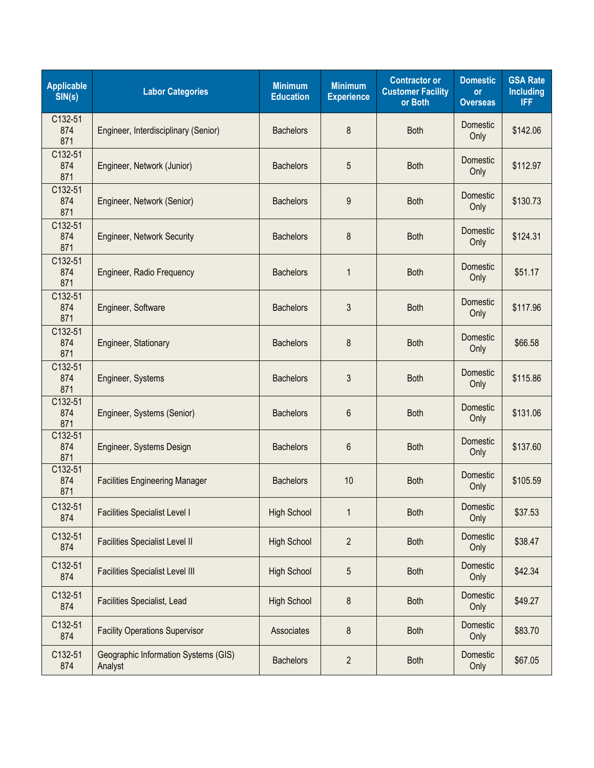| Applicable SIN(s) | Labor Categories | Minimum Education | Minimum Experience | Contractor or Customer Facility or Both | Domestic or Overseas | GSA Rate Including IFF |
|---|---|---|---|---|---|---|
| C132-51 874 871 | Engineer, Interdisciplinary (Senior) | Bachelors | 8 | Both | Domestic Only | $142.06 |
| C132-51 874 871 | Engineer, Network (Junior) | Bachelors | 5 | Both | Domestic Only | $112.97 |
| C132-51 874 871 | Engineer, Network (Senior) | Bachelors | 9 | Both | Domestic Only | $130.73 |
| C132-51 874 871 | Engineer, Network Security | Bachelors | 8 | Both | Domestic Only | $124.31 |
| C132-51 874 871 | Engineer, Radio Frequency | Bachelors | 1 | Both | Domestic Only | $51.17 |
| C132-51 874 871 | Engineer, Software | Bachelors | 3 | Both | Domestic Only | $117.96 |
| C132-51 874 871 | Engineer, Stationary | Bachelors | 8 | Both | Domestic Only | $66.58 |
| C132-51 874 871 | Engineer, Systems | Bachelors | 3 | Both | Domestic Only | $115.86 |
| C132-51 874 871 | Engineer, Systems (Senior) | Bachelors | 6 | Both | Domestic Only | $131.06 |
| C132-51 874 871 | Engineer, Systems Design | Bachelors | 6 | Both | Domestic Only | $137.60 |
| C132-51 874 871 | Facilities Engineering Manager | Bachelors | 10 | Both | Domestic Only | $105.59 |
| C132-51 874 | Facilities Specialist Level I | High School | 1 | Both | Domestic Only | $37.53 |
| C132-51 874 | Facilities Specialist Level II | High School | 2 | Both | Domestic Only | $38.47 |
| C132-51 874 | Facilities Specialist Level III | High School | 5 | Both | Domestic Only | $42.34 |
| C132-51 874 | Facilities Specialist, Lead | High School | 8 | Both | Domestic Only | $49.27 |
| C132-51 874 | Facility Operations Supervisor | Associates | 8 | Both | Domestic Only | $83.70 |
| C132-51 874 | Geographic Information Systems (GIS) Analyst | Bachelors | 2 | Both | Domestic Only | $67.05 |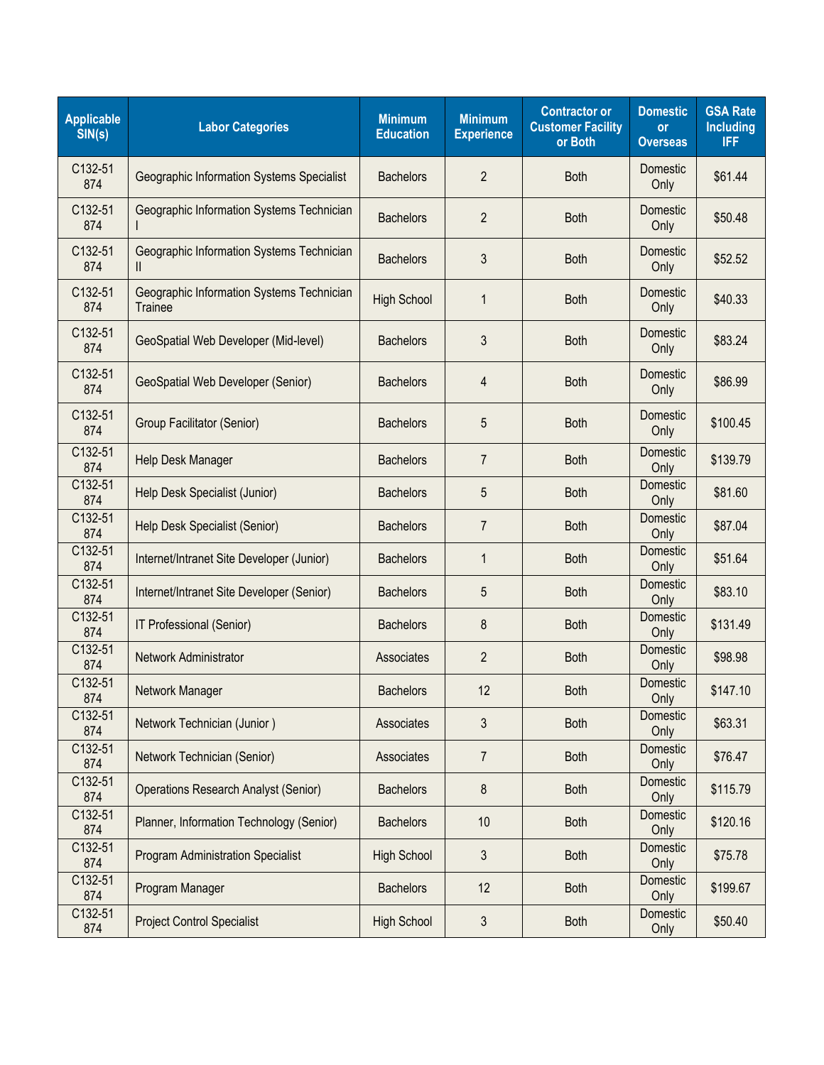| Applicable SIN(s) | Labor Categories | Minimum Education | Minimum Experience | Contractor or Customer Facility or Both | Domestic or Overseas | GSA Rate Including IFF |
|---|---|---|---|---|---|---|
| C132-51 874 | Geographic Information Systems Specialist | Bachelors | 2 | Both | Domestic Only | $61.44 |
| C132-51 874 | Geographic Information Systems Technician I | Bachelors | 2 | Both | Domestic Only | $50.48 |
| C132-51 874 | Geographic Information Systems Technician II | Bachelors | 3 | Both | Domestic Only | $52.52 |
| C132-51 874 | Geographic Information Systems Technician Trainee | High School | 1 | Both | Domestic Only | $40.33 |
| C132-51 874 | GeoSpatial Web Developer (Mid-level) | Bachelors | 3 | Both | Domestic Only | $83.24 |
| C132-51 874 | GeoSpatial Web Developer (Senior) | Bachelors | 4 | Both | Domestic Only | $86.99 |
| C132-51 874 | Group Facilitator (Senior) | Bachelors | 5 | Both | Domestic Only | $100.45 |
| C132-51 874 | Help Desk Manager | Bachelors | 7 | Both | Domestic Only | $139.79 |
| C132-51 874 | Help Desk Specialist (Junior) | Bachelors | 5 | Both | Domestic Only | $81.60 |
| C132-51 874 | Help Desk Specialist (Senior) | Bachelors | 7 | Both | Domestic Only | $87.04 |
| C132-51 874 | Internet/Intranet Site Developer (Junior) | Bachelors | 1 | Both | Domestic Only | $51.64 |
| C132-51 874 | Internet/Intranet Site Developer (Senior) | Bachelors | 5 | Both | Domestic Only | $83.10 |
| C132-51 874 | IT Professional (Senior) | Bachelors | 8 | Both | Domestic Only | $131.49 |
| C132-51 874 | Network Administrator | Associates | 2 | Both | Domestic Only | $98.98 |
| C132-51 874 | Network Manager | Bachelors | 12 | Both | Domestic Only | $147.10 |
| C132-51 874 | Network Technician (Junior ) | Associates | 3 | Both | Domestic Only | $63.31 |
| C132-51 874 | Network Technician (Senior) | Associates | 7 | Both | Domestic Only | $76.47 |
| C132-51 874 | Operations Research Analyst (Senior) | Bachelors | 8 | Both | Domestic Only | $115.79 |
| C132-51 874 | Planner, Information Technology (Senior) | Bachelors | 10 | Both | Domestic Only | $120.16 |
| C132-51 874 | Program Administration Specialist | High School | 3 | Both | Domestic Only | $75.78 |
| C132-51 874 | Program Manager | Bachelors | 12 | Both | Domestic Only | $199.67 |
| C132-51 874 | Project Control Specialist | High School | 3 | Both | Domestic Only | $50.40 |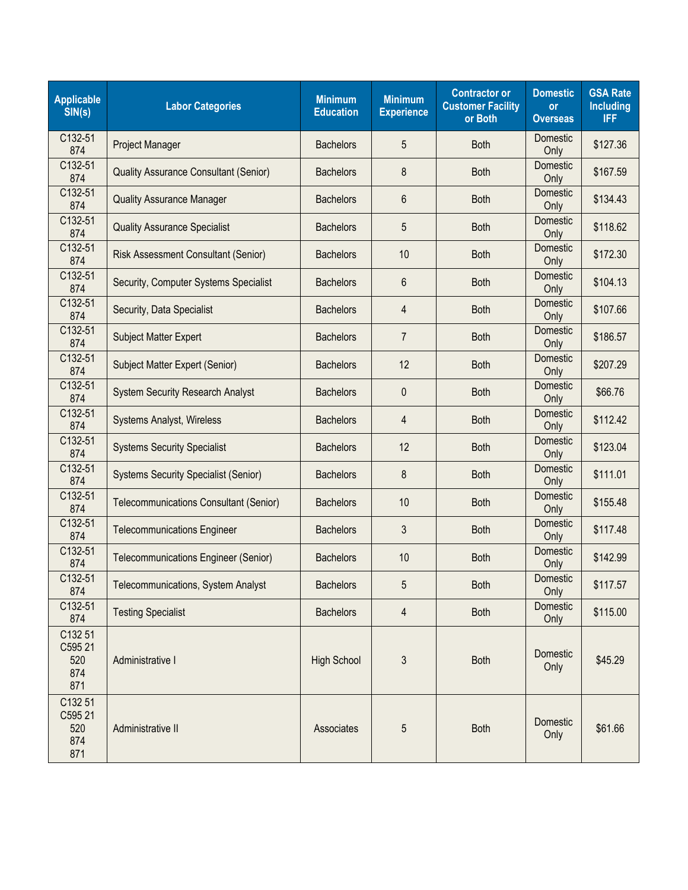| Applicable SIN(s) | Labor Categories | Minimum Education | Minimum Experience | Contractor or Customer Facility or Both | Domestic or Overseas | GSA Rate Including IFF |
|---|---|---|---|---|---|---|
| C132-51 874 | Project Manager | Bachelors | 5 | Both | Domestic Only | $127.36 |
| C132-51 874 | Quality Assurance Consultant (Senior) | Bachelors | 8 | Both | Domestic Only | $167.59 |
| C132-51 874 | Quality Assurance Manager | Bachelors | 6 | Both | Domestic Only | $134.43 |
| C132-51 874 | Quality Assurance Specialist | Bachelors | 5 | Both | Domestic Only | $118.62 |
| C132-51 874 | Risk Assessment Consultant (Senior) | Bachelors | 10 | Both | Domestic Only | $172.30 |
| C132-51 874 | Security, Computer Systems Specialist | Bachelors | 6 | Both | Domestic Only | $104.13 |
| C132-51 874 | Security, Data Specialist | Bachelors | 4 | Both | Domestic Only | $107.66 |
| C132-51 874 | Subject Matter Expert | Bachelors | 7 | Both | Domestic Only | $186.57 |
| C132-51 874 | Subject Matter Expert (Senior) | Bachelors | 12 | Both | Domestic Only | $207.29 |
| C132-51 874 | System Security Research Analyst | Bachelors | 0 | Both | Domestic Only | $66.76 |
| C132-51 874 | Systems Analyst, Wireless | Bachelors | 4 | Both | Domestic Only | $112.42 |
| C132-51 874 | Systems Security Specialist | Bachelors | 12 | Both | Domestic Only | $123.04 |
| C132-51 874 | Systems Security Specialist (Senior) | Bachelors | 8 | Both | Domestic Only | $111.01 |
| C132-51 874 | Telecommunications Consultant (Senior) | Bachelors | 10 | Both | Domestic Only | $155.48 |
| C132-51 874 | Telecommunications Engineer | Bachelors | 3 | Both | Domestic Only | $117.48 |
| C132-51 874 | Telecommunications Engineer (Senior) | Bachelors | 10 | Both | Domestic Only | $142.99 |
| C132-51 874 | Telecommunications, System Analyst | Bachelors | 5 | Both | Domestic Only | $117.57 |
| C132-51 874 | Testing Specialist | Bachelors | 4 | Both | Domestic Only | $115.00 |
| C132 51 C595 21 520 874 871 | Administrative I | High School | 3 | Both | Domestic Only | $45.29 |
| C132 51 C595 21 520 874 871 | Administrative II | Associates | 5 | Both | Domestic Only | $61.66 |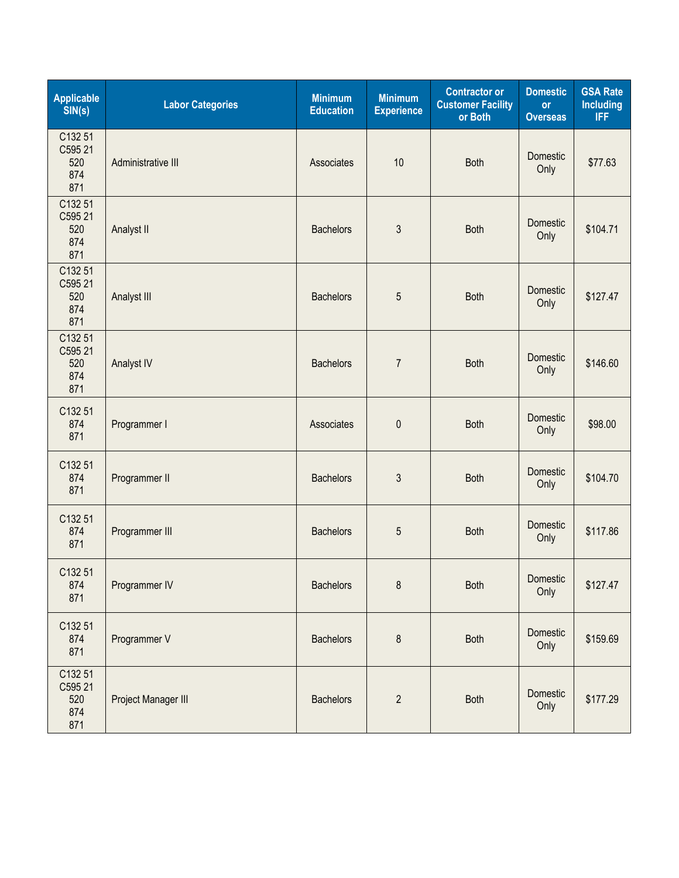| Applicable SIN(s) | Labor Categories | Minimum Education | Minimum Experience | Contractor or Customer Facility or Both | Domestic or Overseas | GSA Rate Including IFF |
|---|---|---|---|---|---|---|
| C132 51 C595 21 520 874 871 | Administrative III | Associates | 10 | Both | Domestic Only | $77.63 |
| C132 51 C595 21 520 874 871 | Analyst II | Bachelors | 3 | Both | Domestic Only | $104.71 |
| C132 51 C595 21 520 874 871 | Analyst III | Bachelors | 5 | Both | Domestic Only | $127.47 |
| C132 51 C595 21 520 874 871 | Analyst IV | Bachelors | 7 | Both | Domestic Only | $146.60 |
| C132 51 874 871 | Programmer I | Associates | 0 | Both | Domestic Only | $98.00 |
| C132 51 874 871 | Programmer II | Bachelors | 3 | Both | Domestic Only | $104.70 |
| C132 51 874 871 | Programmer III | Bachelors | 5 | Both | Domestic Only | $117.86 |
| C132 51 874 871 | Programmer IV | Bachelors | 8 | Both | Domestic Only | $127.47 |
| C132 51 874 871 | Programmer V | Bachelors | 8 | Both | Domestic Only | $159.69 |
| C132 51 C595 21 520 874 871 | Project Manager III | Bachelors | 2 | Both | Domestic Only | $177.29 |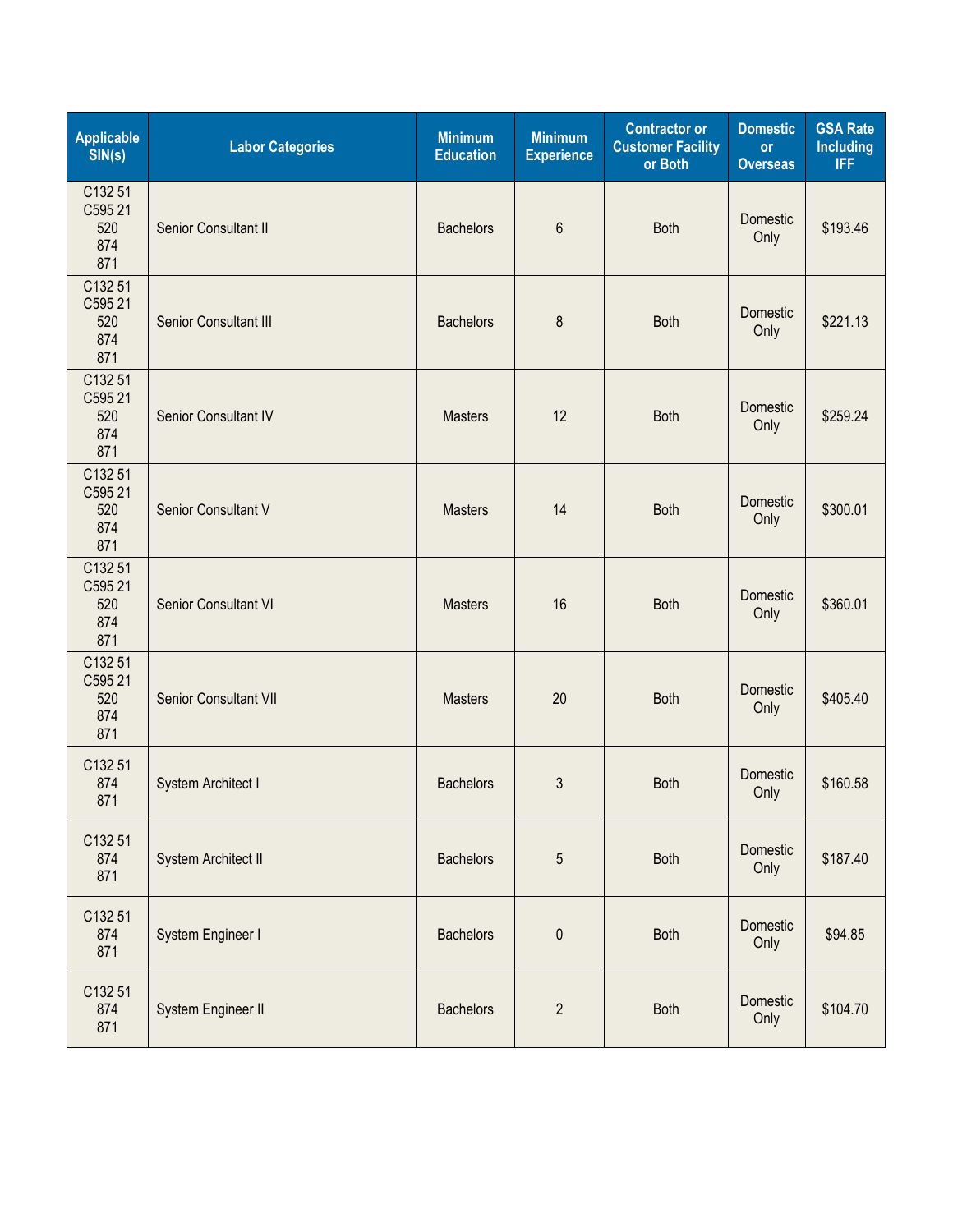| Applicable SIN(s) | Labor Categories | Minimum Education | Minimum Experience | Contractor or Customer Facility or Both | Domestic or Overseas | GSA Rate Including IFF |
|---|---|---|---|---|---|---|
| C132 51 C595 21 520 874 871 | Senior Consultant II | Bachelors | 6 | Both | Domestic Only | $193.46 |
| C132 51 C595 21 520 874 871 | Senior Consultant III | Bachelors | 8 | Both | Domestic Only | $221.13 |
| C132 51 C595 21 520 874 871 | Senior Consultant IV | Masters | 12 | Both | Domestic Only | $259.24 |
| C132 51 C595 21 520 874 871 | Senior Consultant V | Masters | 14 | Both | Domestic Only | $300.01 |
| C132 51 C595 21 520 874 871 | Senior Consultant VI | Masters | 16 | Both | Domestic Only | $360.01 |
| C132 51 C595 21 520 874 871 | Senior Consultant VII | Masters | 20 | Both | Domestic Only | $405.40 |
| C132 51 874 871 | System Architect I | Bachelors | 3 | Both | Domestic Only | $160.58 |
| C132 51 874 871 | System Architect II | Bachelors | 5 | Both | Domestic Only | $187.40 |
| C132 51 874 871 | System Engineer I | Bachelors | 0 | Both | Domestic Only | $94.85 |
| C132 51 874 871 | System Engineer II | Bachelors | 2 | Both | Domestic Only | $104.70 |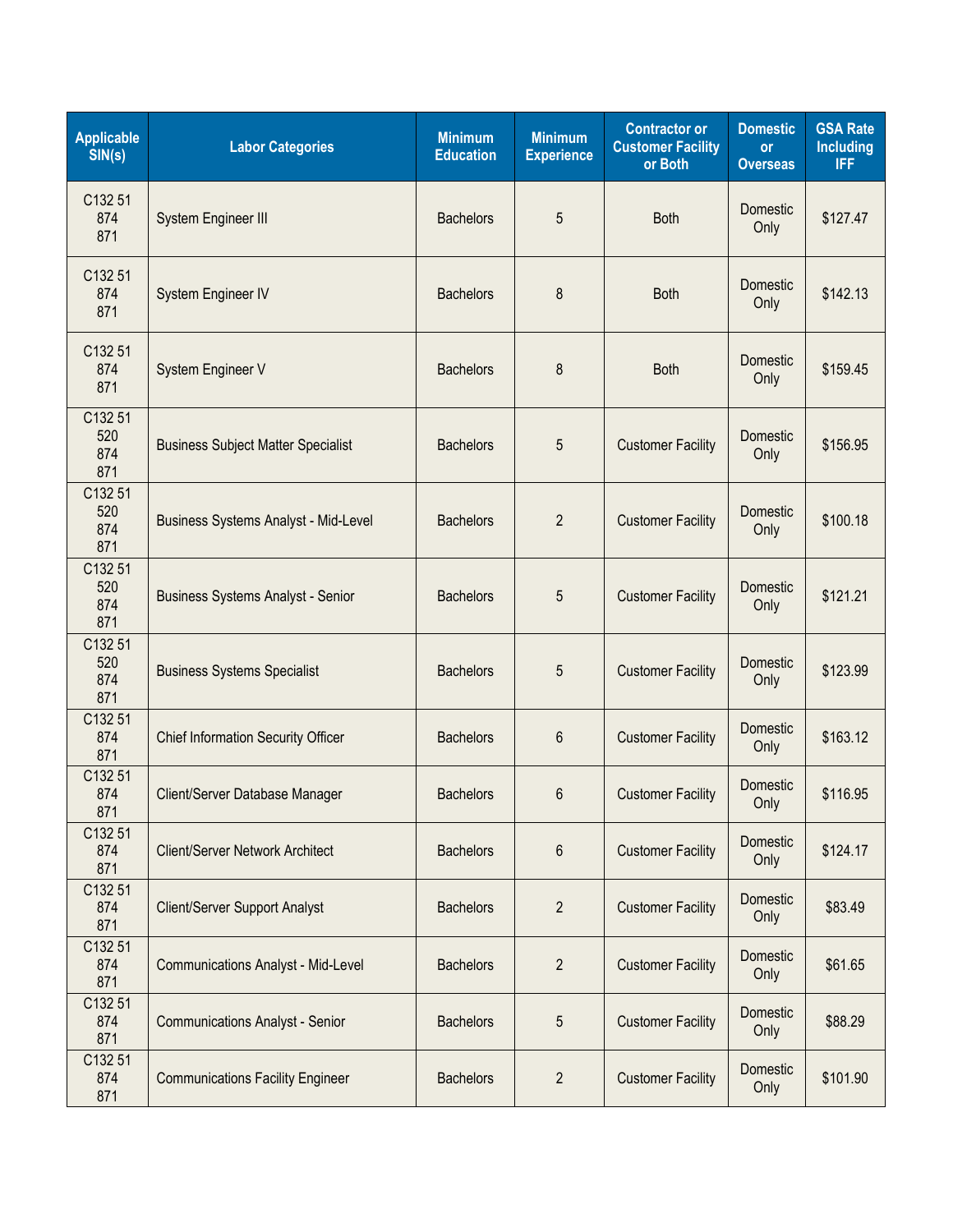| Applicable SIN(s) | Labor Categories | Minimum Education | Minimum Experience | Contractor or Customer Facility or Both | Domestic or Overseas | GSA Rate Including IFF |
|---|---|---|---|---|---|---|
| C132 51 874 871 | System Engineer III | Bachelors | 5 | Both | Domestic Only | $127.47 |
| C132 51 874 871 | System Engineer IV | Bachelors | 8 | Both | Domestic Only | $142.13 |
| C132 51 874 871 | System Engineer V | Bachelors | 8 | Both | Domestic Only | $159.45 |
| C132 51 520 874 871 | Business Subject Matter Specialist | Bachelors | 5 | Customer Facility | Domestic Only | $156.95 |
| C132 51 520 874 871 | Business Systems Analyst - Mid-Level | Bachelors | 2 | Customer Facility | Domestic Only | $100.18 |
| C132 51 520 874 871 | Business Systems Analyst - Senior | Bachelors | 5 | Customer Facility | Domestic Only | $121.21 |
| C132 51 520 874 871 | Business Systems Specialist | Bachelors | 5 | Customer Facility | Domestic Only | $123.99 |
| C132 51 874 871 | Chief Information Security Officer | Bachelors | 6 | Customer Facility | Domestic Only | $163.12 |
| C132 51 874 871 | Client/Server Database Manager | Bachelors | 6 | Customer Facility | Domestic Only | $116.95 |
| C132 51 874 871 | Client/Server Network Architect | Bachelors | 6 | Customer Facility | Domestic Only | $124.17 |
| C132 51 874 871 | Client/Server Support Analyst | Bachelors | 2 | Customer Facility | Domestic Only | $83.49 |
| C132 51 874 871 | Communications Analyst - Mid-Level | Bachelors | 2 | Customer Facility | Domestic Only | $61.65 |
| C132 51 874 871 | Communications Analyst - Senior | Bachelors | 5 | Customer Facility | Domestic Only | $88.29 |
| C132 51 874 871 | Communications Facility Engineer | Bachelors | 2 | Customer Facility | Domestic Only | $101.90 |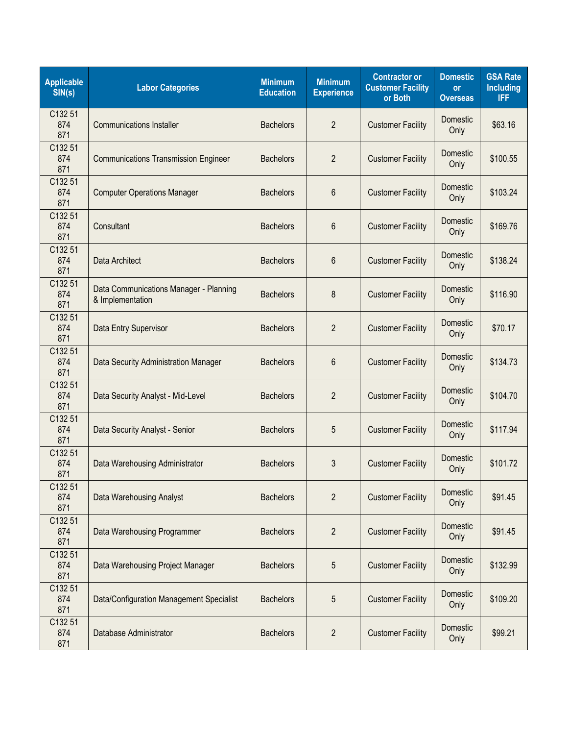| Applicable SIN(s) | Labor Categories | Minimum Education | Minimum Experience | Contractor or Customer Facility or Both | Domestic or Overseas | GSA Rate Including IFF |
|---|---|---|---|---|---|---|
| C132 51 874 871 | Communications Installer | Bachelors | 2 | Customer Facility | Domestic Only | $63.16 |
| C132 51 874 871 | Communications Transmission Engineer | Bachelors | 2 | Customer Facility | Domestic Only | $100.55 |
| C132 51 874 871 | Computer Operations Manager | Bachelors | 6 | Customer Facility | Domestic Only | $103.24 |
| C132 51 874 871 | Consultant | Bachelors | 6 | Customer Facility | Domestic Only | $169.76 |
| C132 51 874 871 | Data Architect | Bachelors | 6 | Customer Facility | Domestic Only | $138.24 |
| C132 51 874 871 | Data Communications Manager - Planning & Implementation | Bachelors | 8 | Customer Facility | Domestic Only | $116.90 |
| C132 51 874 871 | Data Entry Supervisor | Bachelors | 2 | Customer Facility | Domestic Only | $70.17 |
| C132 51 874 871 | Data Security Administration Manager | Bachelors | 6 | Customer Facility | Domestic Only | $134.73 |
| C132 51 874 871 | Data Security Analyst - Mid-Level | Bachelors | 2 | Customer Facility | Domestic Only | $104.70 |
| C132 51 874 871 | Data Security Analyst - Senior | Bachelors | 5 | Customer Facility | Domestic Only | $117.94 |
| C132 51 874 871 | Data Warehousing Administrator | Bachelors | 3 | Customer Facility | Domestic Only | $101.72 |
| C132 51 874 871 | Data Warehousing Analyst | Bachelors | 2 | Customer Facility | Domestic Only | $91.45 |
| C132 51 874 871 | Data Warehousing Programmer | Bachelors | 2 | Customer Facility | Domestic Only | $91.45 |
| C132 51 874 871 | Data Warehousing Project Manager | Bachelors | 5 | Customer Facility | Domestic Only | $132.99 |
| C132 51 874 871 | Data/Configuration Management Specialist | Bachelors | 5 | Customer Facility | Domestic Only | $109.20 |
| C132 51 874 871 | Database Administrator | Bachelors | 2 | Customer Facility | Domestic Only | $99.21 |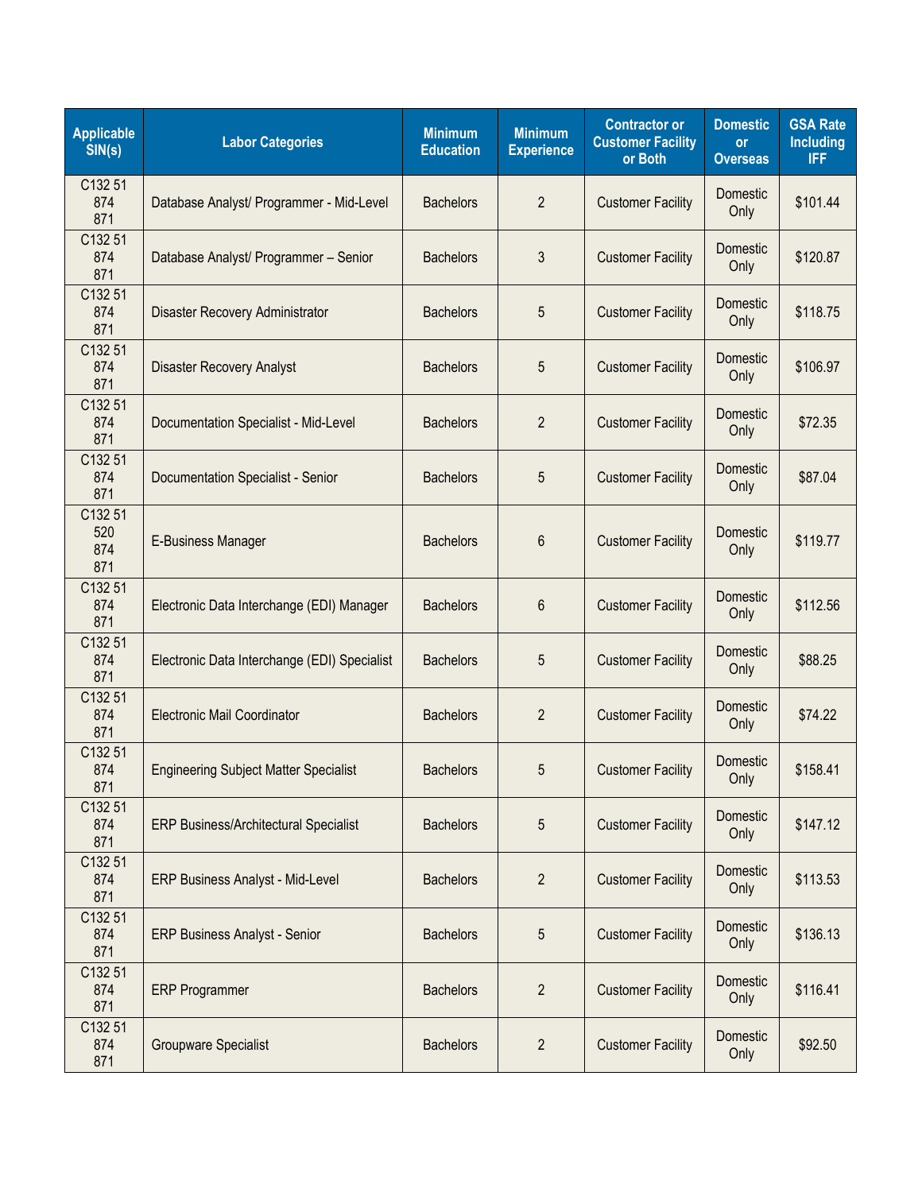| Applicable SIN(s) | Labor Categories | Minimum Education | Minimum Experience | Contractor or Customer Facility or Both | Domestic or Overseas | GSA Rate Including IFF |
|---|---|---|---|---|---|---|
| C132 51 874 871 | Database Analyst/ Programmer - Mid-Level | Bachelors | 2 | Customer Facility | Domestic Only | $101.44 |
| C132 51 874 871 | Database Analyst/ Programmer – Senior | Bachelors | 3 | Customer Facility | Domestic Only | $120.87 |
| C132 51 874 871 | Disaster Recovery Administrator | Bachelors | 5 | Customer Facility | Domestic Only | $118.75 |
| C132 51 874 871 | Disaster Recovery Analyst | Bachelors | 5 | Customer Facility | Domestic Only | $106.97 |
| C132 51 874 871 | Documentation Specialist - Mid-Level | Bachelors | 2 | Customer Facility | Domestic Only | $72.35 |
| C132 51 874 871 | Documentation Specialist - Senior | Bachelors | 5 | Customer Facility | Domestic Only | $87.04 |
| C132 51 520 874 871 | E-Business Manager | Bachelors | 6 | Customer Facility | Domestic Only | $119.77 |
| C132 51 874 871 | Electronic Data Interchange (EDI) Manager | Bachelors | 6 | Customer Facility | Domestic Only | $112.56 |
| C132 51 874 871 | Electronic Data Interchange (EDI) Specialist | Bachelors | 5 | Customer Facility | Domestic Only | $88.25 |
| C132 51 874 871 | Electronic Mail Coordinator | Bachelors | 2 | Customer Facility | Domestic Only | $74.22 |
| C132 51 874 871 | Engineering Subject Matter Specialist | Bachelors | 5 | Customer Facility | Domestic Only | $158.41 |
| C132 51 874 871 | ERP Business/Architectural Specialist | Bachelors | 5 | Customer Facility | Domestic Only | $147.12 |
| C132 51 874 871 | ERP Business Analyst - Mid-Level | Bachelors | 2 | Customer Facility | Domestic Only | $113.53 |
| C132 51 874 871 | ERP Business Analyst - Senior | Bachelors | 5 | Customer Facility | Domestic Only | $136.13 |
| C132 51 874 871 | ERP Programmer | Bachelors | 2 | Customer Facility | Domestic Only | $116.41 |
| C132 51 874 871 | Groupware Specialist | Bachelors | 2 | Customer Facility | Domestic Only | $92.50 |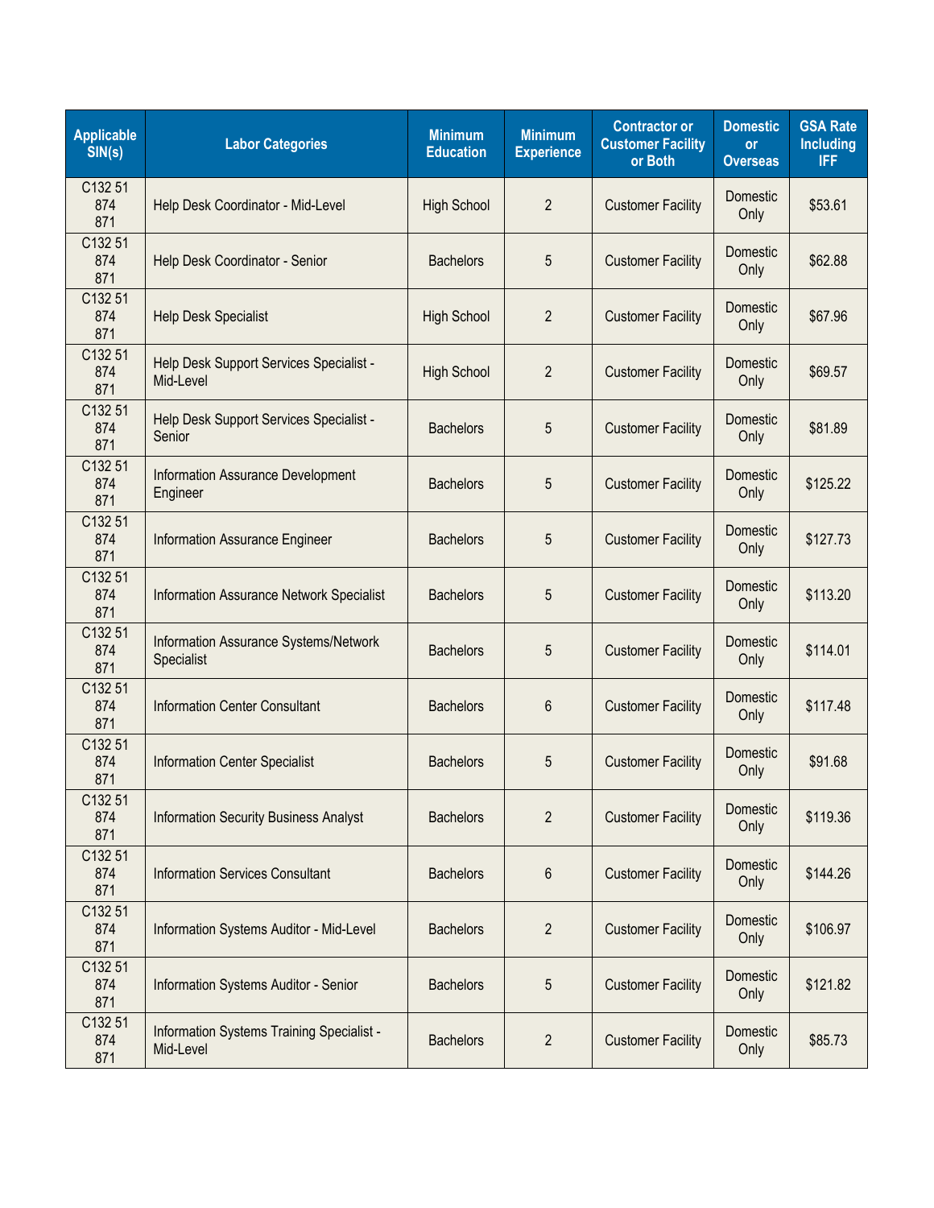| Applicable SIN(s) | Labor Categories | Minimum Education | Minimum Experience | Contractor or Customer Facility or Both | Domestic or Overseas | GSA Rate Including IFF |
|---|---|---|---|---|---|---|
| C132 51 874 871 | Help Desk Coordinator - Mid-Level | High School | 2 | Customer Facility | Domestic Only | $53.61 |
| C132 51 874 871 | Help Desk Coordinator - Senior | Bachelors | 5 | Customer Facility | Domestic Only | $62.88 |
| C132 51 874 871 | Help Desk Specialist | High School | 2 | Customer Facility | Domestic Only | $67.96 |
| C132 51 874 871 | Help Desk Support Services Specialist - Mid-Level | High School | 2 | Customer Facility | Domestic Only | $69.57 |
| C132 51 874 871 | Help Desk Support Services Specialist - Senior | Bachelors | 5 | Customer Facility | Domestic Only | $81.89 |
| C132 51 874 871 | Information Assurance Development Engineer | Bachelors | 5 | Customer Facility | Domestic Only | $125.22 |
| C132 51 874 871 | Information Assurance Engineer | Bachelors | 5 | Customer Facility | Domestic Only | $127.73 |
| C132 51 874 871 | Information Assurance Network Specialist | Bachelors | 5 | Customer Facility | Domestic Only | $113.20 |
| C132 51 874 871 | Information Assurance Systems/Network Specialist | Bachelors | 5 | Customer Facility | Domestic Only | $114.01 |
| C132 51 874 871 | Information Center Consultant | Bachelors | 6 | Customer Facility | Domestic Only | $117.48 |
| C132 51 874 871 | Information Center Specialist | Bachelors | 5 | Customer Facility | Domestic Only | $91.68 |
| C132 51 874 871 | Information Security Business Analyst | Bachelors | 2 | Customer Facility | Domestic Only | $119.36 |
| C132 51 874 871 | Information Services Consultant | Bachelors | 6 | Customer Facility | Domestic Only | $144.26 |
| C132 51 874 871 | Information Systems Auditor - Mid-Level | Bachelors | 2 | Customer Facility | Domestic Only | $106.97 |
| C132 51 874 871 | Information Systems Auditor - Senior | Bachelors | 5 | Customer Facility | Domestic Only | $121.82 |
| C132 51 874 871 | Information Systems Training Specialist - Mid-Level | Bachelors | 2 | Customer Facility | Domestic Only | $85.73 |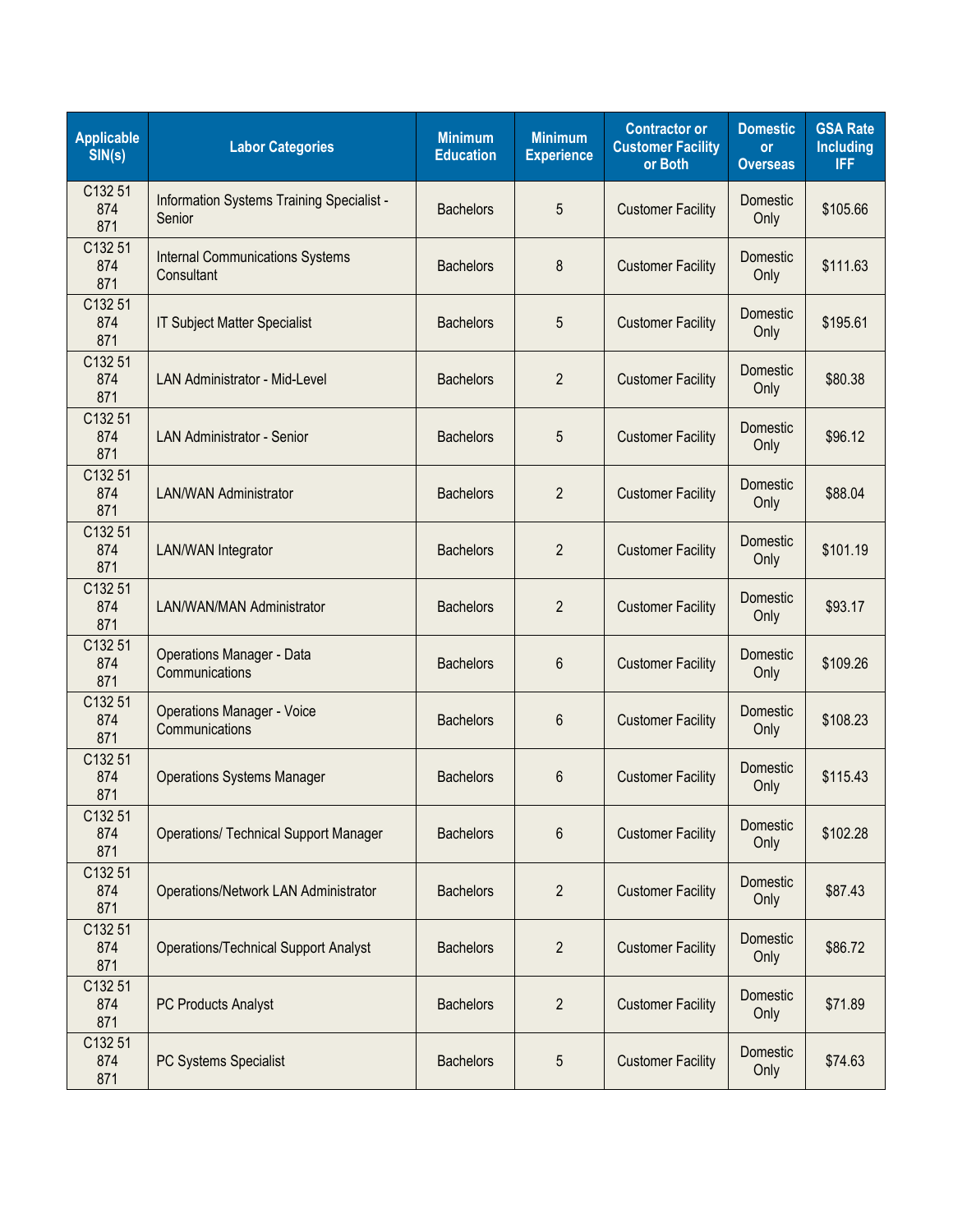| Applicable SIN(s) | Labor Categories | Minimum Education | Minimum Experience | Contractor or Customer Facility or Both | Domestic or Overseas | GSA Rate Including IFF |
|---|---|---|---|---|---|---|
| C132 51 874 871 | Information Systems Training Specialist - Senior | Bachelors | 5 | Customer Facility | Domestic Only | $105.66 |
| C132 51 874 871 | Internal Communications Systems Consultant | Bachelors | 8 | Customer Facility | Domestic Only | $111.63 |
| C132 51 874 871 | IT Subject Matter Specialist | Bachelors | 5 | Customer Facility | Domestic Only | $195.61 |
| C132 51 874 871 | LAN Administrator - Mid-Level | Bachelors | 2 | Customer Facility | Domestic Only | $80.38 |
| C132 51 874 871 | LAN Administrator - Senior | Bachelors | 5 | Customer Facility | Domestic Only | $96.12 |
| C132 51 874 871 | LAN/WAN Administrator | Bachelors | 2 | Customer Facility | Domestic Only | $88.04 |
| C132 51 874 871 | LAN/WAN Integrator | Bachelors | 2 | Customer Facility | Domestic Only | $101.19 |
| C132 51 874 871 | LAN/WAN/MAN Administrator | Bachelors | 2 | Customer Facility | Domestic Only | $93.17 |
| C132 51 874 871 | Operations Manager - Data Communications | Bachelors | 6 | Customer Facility | Domestic Only | $109.26 |
| C132 51 874 871 | Operations Manager - Voice Communications | Bachelors | 6 | Customer Facility | Domestic Only | $108.23 |
| C132 51 874 871 | Operations Systems Manager | Bachelors | 6 | Customer Facility | Domestic Only | $115.43 |
| C132 51 874 871 | Operations/ Technical Support Manager | Bachelors | 6 | Customer Facility | Domestic Only | $102.28 |
| C132 51 874 871 | Operations/Network LAN Administrator | Bachelors | 2 | Customer Facility | Domestic Only | $87.43 |
| C132 51 874 871 | Operations/Technical Support Analyst | Bachelors | 2 | Customer Facility | Domestic Only | $86.72 |
| C132 51 874 871 | PC Products Analyst | Bachelors | 2 | Customer Facility | Domestic Only | $71.89 |
| C132 51 874 871 | PC Systems Specialist | Bachelors | 5 | Customer Facility | Domestic Only | $74.63 |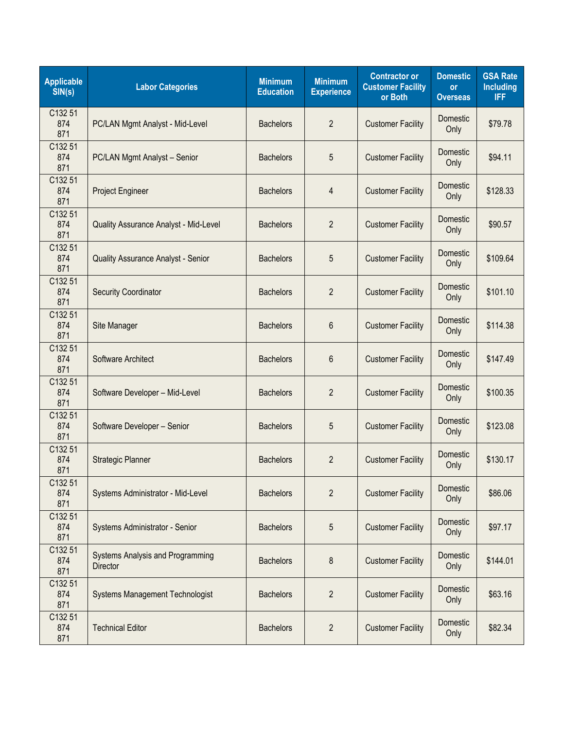| Applicable SIN(s) | Labor Categories | Minimum Education | Minimum Experience | Contractor or Customer Facility or Both | Domestic or Overseas | GSA Rate Including IFF |
|---|---|---|---|---|---|---|
| C132 51 874 871 | PC/LAN Mgmt Analyst - Mid-Level | Bachelors | 2 | Customer Facility | Domestic Only | $79.78 |
| C132 51 874 871 | PC/LAN Mgmt Analyst – Senior | Bachelors | 5 | Customer Facility | Domestic Only | $94.11 |
| C132 51 874 871 | Project Engineer | Bachelors | 4 | Customer Facility | Domestic Only | $128.33 |
| C132 51 874 871 | Quality Assurance Analyst - Mid-Level | Bachelors | 2 | Customer Facility | Domestic Only | $90.57 |
| C132 51 874 871 | Quality Assurance Analyst - Senior | Bachelors | 5 | Customer Facility | Domestic Only | $109.64 |
| C132 51 874 871 | Security Coordinator | Bachelors | 2 | Customer Facility | Domestic Only | $101.10 |
| C132 51 874 871 | Site Manager | Bachelors | 6 | Customer Facility | Domestic Only | $114.38 |
| C132 51 874 871 | Software Architect | Bachelors | 6 | Customer Facility | Domestic Only | $147.49 |
| C132 51 874 871 | Software Developer – Mid-Level | Bachelors | 2 | Customer Facility | Domestic Only | $100.35 |
| C132 51 874 871 | Software Developer – Senior | Bachelors | 5 | Customer Facility | Domestic Only | $123.08 |
| C132 51 874 871 | Strategic Planner | Bachelors | 2 | Customer Facility | Domestic Only | $130.17 |
| C132 51 874 871 | Systems Administrator - Mid-Level | Bachelors | 2 | Customer Facility | Domestic Only | $86.06 |
| C132 51 874 871 | Systems Administrator - Senior | Bachelors | 5 | Customer Facility | Domestic Only | $97.17 |
| C132 51 874 871 | Systems Analysis and Programming Director | Bachelors | 8 | Customer Facility | Domestic Only | $144.01 |
| C132 51 874 871 | Systems Management Technologist | Bachelors | 2 | Customer Facility | Domestic Only | $63.16 |
| C132 51 874 871 | Technical Editor | Bachelors | 2 | Customer Facility | Domestic Only | $82.34 |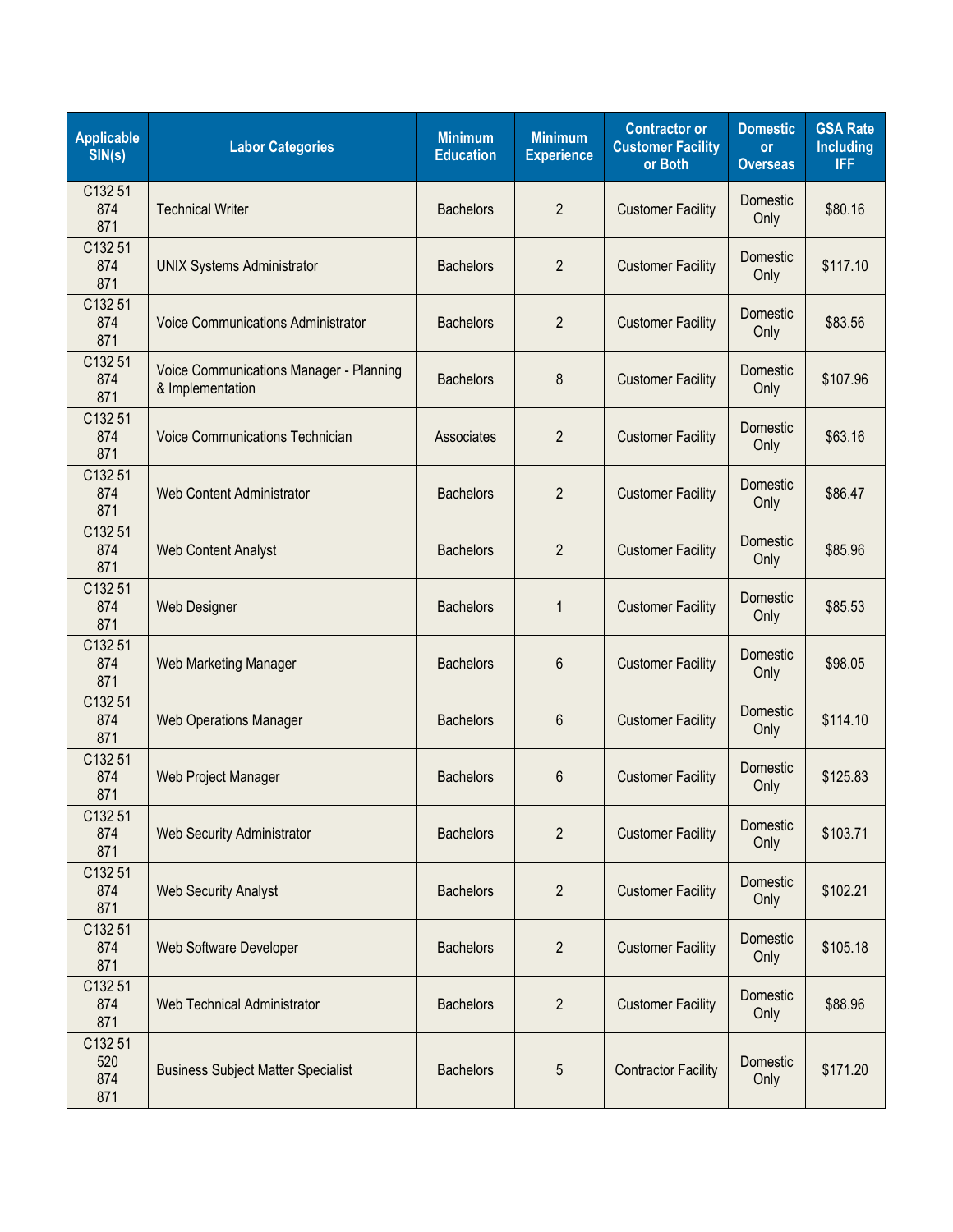| Applicable SIN(s) | Labor Categories | Minimum Education | Minimum Experience | Contractor or Customer Facility or Both | Domestic or Overseas | GSA Rate Including IFF |
|---|---|---|---|---|---|---|
| C132 51 874 871 | Technical Writer | Bachelors | 2 | Customer Facility | Domestic Only | $80.16 |
| C132 51 874 871 | UNIX Systems Administrator | Bachelors | 2 | Customer Facility | Domestic Only | $117.10 |
| C132 51 874 871 | Voice Communications Administrator | Bachelors | 2 | Customer Facility | Domestic Only | $83.56 |
| C132 51 874 871 | Voice Communications Manager - Planning & Implementation | Bachelors | 8 | Customer Facility | Domestic Only | $107.96 |
| C132 51 874 871 | Voice Communications Technician | Associates | 2 | Customer Facility | Domestic Only | $63.16 |
| C132 51 874 871 | Web Content Administrator | Bachelors | 2 | Customer Facility | Domestic Only | $86.47 |
| C132 51 874 871 | Web Content Analyst | Bachelors | 2 | Customer Facility | Domestic Only | $85.96 |
| C132 51 874 871 | Web Designer | Bachelors | 1 | Customer Facility | Domestic Only | $85.53 |
| C132 51 874 871 | Web Marketing Manager | Bachelors | 6 | Customer Facility | Domestic Only | $98.05 |
| C132 51 874 871 | Web Operations Manager | Bachelors | 6 | Customer Facility | Domestic Only | $114.10 |
| C132 51 874 871 | Web Project Manager | Bachelors | 6 | Customer Facility | Domestic Only | $125.83 |
| C132 51 874 871 | Web Security Administrator | Bachelors | 2 | Customer Facility | Domestic Only | $103.71 |
| C132 51 874 871 | Web Security Analyst | Bachelors | 2 | Customer Facility | Domestic Only | $102.21 |
| C132 51 874 871 | Web Software Developer | Bachelors | 2 | Customer Facility | Domestic Only | $105.18 |
| C132 51 874 871 | Web Technical Administrator | Bachelors | 2 | Customer Facility | Domestic Only | $88.96 |
| C132 51 520 874 871 | Business Subject Matter Specialist | Bachelors | 5 | Contractor Facility | Domestic Only | $171.20 |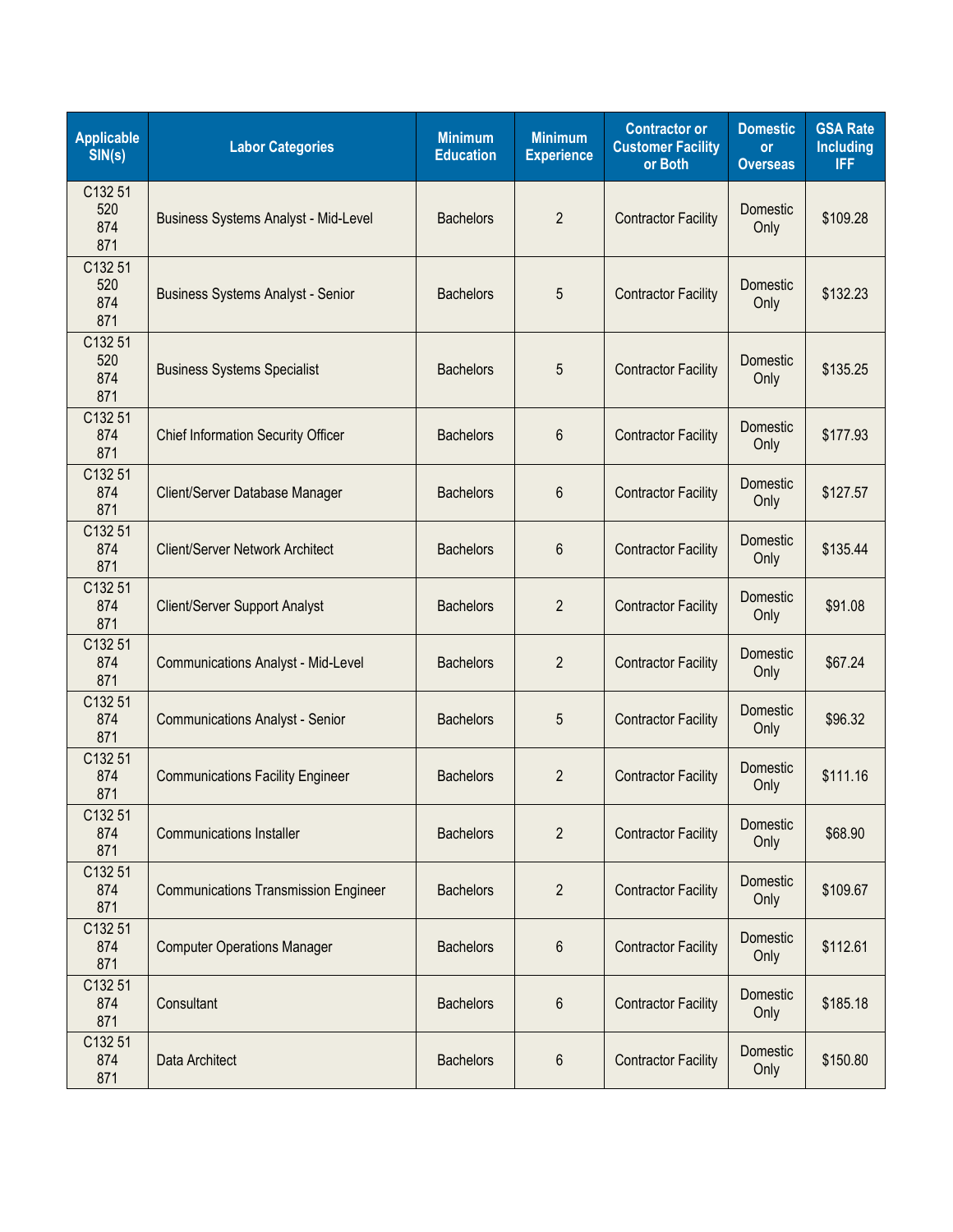| Applicable SIN(s) | Labor Categories | Minimum Education | Minimum Experience | Contractor or Customer Facility or Both | Domestic or Overseas | GSA Rate Including IFF |
|---|---|---|---|---|---|---|
| C132 51 520 874 871 | Business Systems Analyst - Mid-Level | Bachelors | 2 | Contractor Facility | Domestic Only | $109.28 |
| C132 51 520 874 871 | Business Systems Analyst - Senior | Bachelors | 5 | Contractor Facility | Domestic Only | $132.23 |
| C132 51 520 874 871 | Business Systems Specialist | Bachelors | 5 | Contractor Facility | Domestic Only | $135.25 |
| C132 51 874 871 | Chief Information Security Officer | Bachelors | 6 | Contractor Facility | Domestic Only | $177.93 |
| C132 51 874 871 | Client/Server Database Manager | Bachelors | 6 | Contractor Facility | Domestic Only | $127.57 |
| C132 51 874 871 | Client/Server Network Architect | Bachelors | 6 | Contractor Facility | Domestic Only | $135.44 |
| C132 51 874 871 | Client/Server Support Analyst | Bachelors | 2 | Contractor Facility | Domestic Only | $91.08 |
| C132 51 874 871 | Communications Analyst - Mid-Level | Bachelors | 2 | Contractor Facility | Domestic Only | $67.24 |
| C132 51 874 871 | Communications Analyst - Senior | Bachelors | 5 | Contractor Facility | Domestic Only | $96.32 |
| C132 51 874 871 | Communications Facility Engineer | Bachelors | 2 | Contractor Facility | Domestic Only | $111.16 |
| C132 51 874 871 | Communications Installer | Bachelors | 2 | Contractor Facility | Domestic Only | $68.90 |
| C132 51 874 871 | Communications Transmission Engineer | Bachelors | 2 | Contractor Facility | Domestic Only | $109.67 |
| C132 51 874 871 | Computer Operations Manager | Bachelors | 6 | Contractor Facility | Domestic Only | $112.61 |
| C132 51 874 871 | Consultant | Bachelors | 6 | Contractor Facility | Domestic Only | $185.18 |
| C132 51 874 871 | Data Architect | Bachelors | 6 | Contractor Facility | Domestic Only | $150.80 |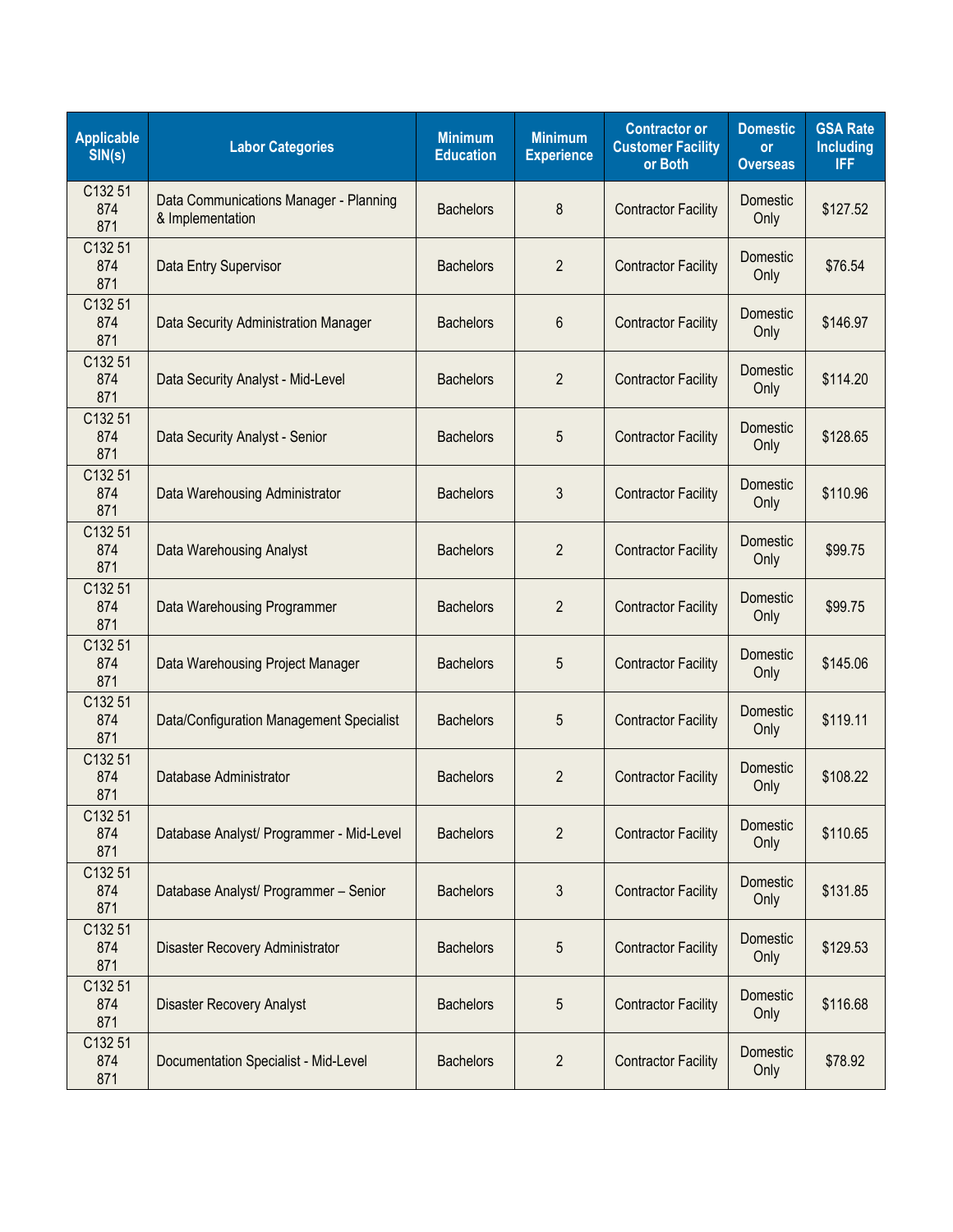| Applicable SIN(s) | Labor Categories | Minimum Education | Minimum Experience | Contractor or Customer Facility or Both | Domestic or Overseas | GSA Rate Including IFF |
| --- | --- | --- | --- | --- | --- | --- |
| C132 51 874 871 | Data Communications Manager - Planning & Implementation | Bachelors | 8 | Contractor Facility | Domestic Only | $127.52 |
| C132 51 874 871 | Data Entry Supervisor | Bachelors | 2 | Contractor Facility | Domestic Only | $76.54 |
| C132 51 874 871 | Data Security Administration Manager | Bachelors | 6 | Contractor Facility | Domestic Only | $146.97 |
| C132 51 874 871 | Data Security Analyst - Mid-Level | Bachelors | 2 | Contractor Facility | Domestic Only | $114.20 |
| C132 51 874 871 | Data Security Analyst - Senior | Bachelors | 5 | Contractor Facility | Domestic Only | $128.65 |
| C132 51 874 871 | Data Warehousing Administrator | Bachelors | 3 | Contractor Facility | Domestic Only | $110.96 |
| C132 51 874 871 | Data Warehousing Analyst | Bachelors | 2 | Contractor Facility | Domestic Only | $99.75 |
| C132 51 874 871 | Data Warehousing Programmer | Bachelors | 2 | Contractor Facility | Domestic Only | $99.75 |
| C132 51 874 871 | Data Warehousing Project Manager | Bachelors | 5 | Contractor Facility | Domestic Only | $145.06 |
| C132 51 874 871 | Data/Configuration Management Specialist | Bachelors | 5 | Contractor Facility | Domestic Only | $119.11 |
| C132 51 874 871 | Database Administrator | Bachelors | 2 | Contractor Facility | Domestic Only | $108.22 |
| C132 51 874 871 | Database Analyst/ Programmer - Mid-Level | Bachelors | 2 | Contractor Facility | Domestic Only | $110.65 |
| C132 51 874 871 | Database Analyst/ Programmer – Senior | Bachelors | 3 | Contractor Facility | Domestic Only | $131.85 |
| C132 51 874 871 | Disaster Recovery Administrator | Bachelors | 5 | Contractor Facility | Domestic Only | $129.53 |
| C132 51 874 871 | Disaster Recovery Analyst | Bachelors | 5 | Contractor Facility | Domestic Only | $116.68 |
| C132 51 874 871 | Documentation Specialist - Mid-Level | Bachelors | 2 | Contractor Facility | Domestic Only | $78.92 |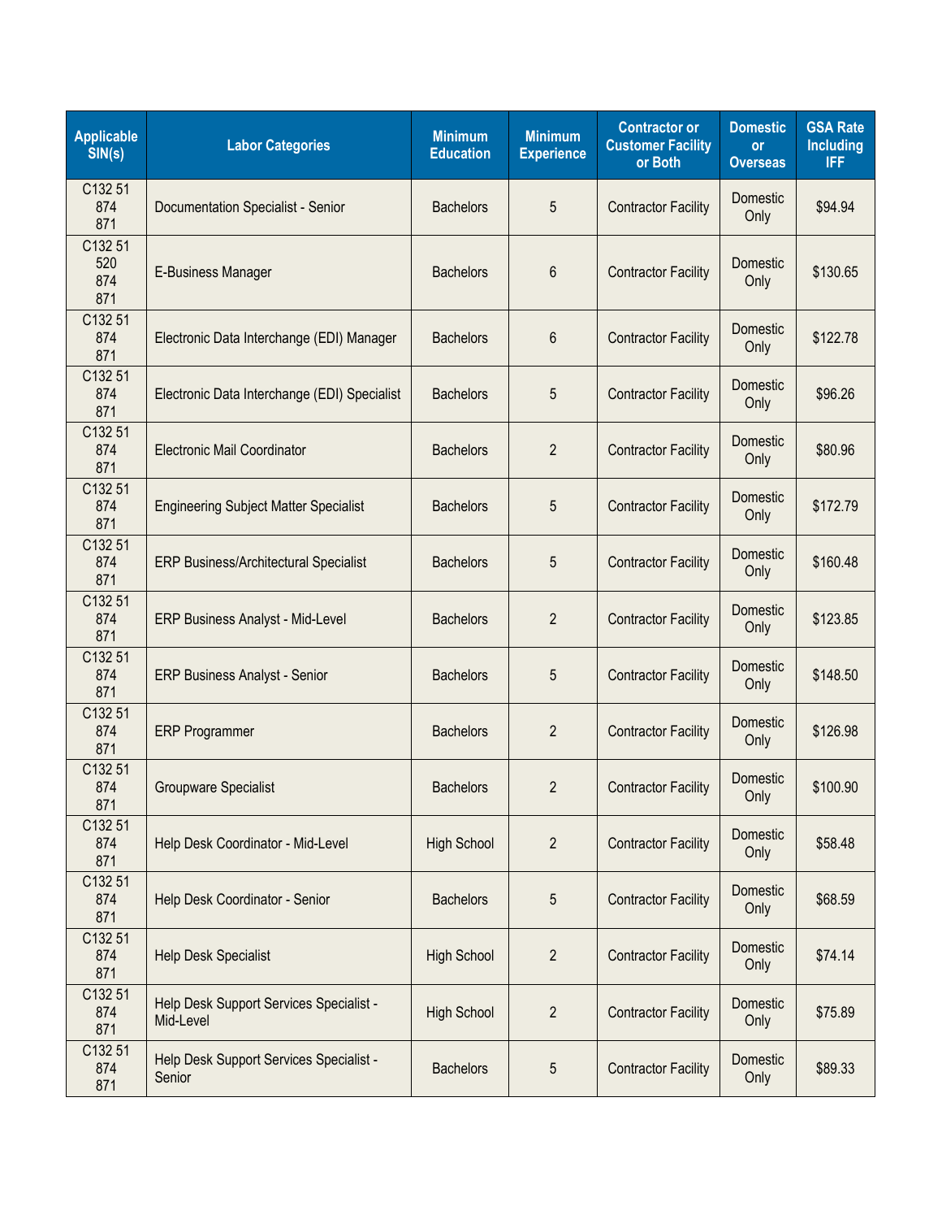| Applicable SIN(s) | Labor Categories | Minimum Education | Minimum Experience | Contractor or Customer Facility or Both | Domestic or Overseas | GSA Rate Including IFF |
|---|---|---|---|---|---|---|
| C132 51 874 871 | Documentation Specialist - Senior | Bachelors | 5 | Contractor Facility | Domestic Only | $94.94 |
| C132 51 520 874 871 | E-Business Manager | Bachelors | 6 | Contractor Facility | Domestic Only | $130.65 |
| C132 51 874 871 | Electronic Data Interchange (EDI) Manager | Bachelors | 6 | Contractor Facility | Domestic Only | $122.78 |
| C132 51 874 871 | Electronic Data Interchange (EDI) Specialist | Bachelors | 5 | Contractor Facility | Domestic Only | $96.26 |
| C132 51 874 871 | Electronic Mail Coordinator | Bachelors | 2 | Contractor Facility | Domestic Only | $80.96 |
| C132 51 874 871 | Engineering Subject Matter Specialist | Bachelors | 5 | Contractor Facility | Domestic Only | $172.79 |
| C132 51 874 871 | ERP Business/Architectural Specialist | Bachelors | 5 | Contractor Facility | Domestic Only | $160.48 |
| C132 51 874 871 | ERP Business Analyst - Mid-Level | Bachelors | 2 | Contractor Facility | Domestic Only | $123.85 |
| C132 51 874 871 | ERP Business Analyst - Senior | Bachelors | 5 | Contractor Facility | Domestic Only | $148.50 |
| C132 51 874 871 | ERP Programmer | Bachelors | 2 | Contractor Facility | Domestic Only | $126.98 |
| C132 51 874 871 | Groupware Specialist | Bachelors | 2 | Contractor Facility | Domestic Only | $100.90 |
| C132 51 874 871 | Help Desk Coordinator - Mid-Level | High School | 2 | Contractor Facility | Domestic Only | $58.48 |
| C132 51 874 871 | Help Desk Coordinator - Senior | Bachelors | 5 | Contractor Facility | Domestic Only | $68.59 |
| C132 51 874 871 | Help Desk Specialist | High School | 2 | Contractor Facility | Domestic Only | $74.14 |
| C132 51 874 871 | Help Desk Support Services Specialist - Mid-Level | High School | 2 | Contractor Facility | Domestic Only | $75.89 |
| C132 51 874 871 | Help Desk Support Services Specialist - Senior | Bachelors | 5 | Contractor Facility | Domestic Only | $89.33 |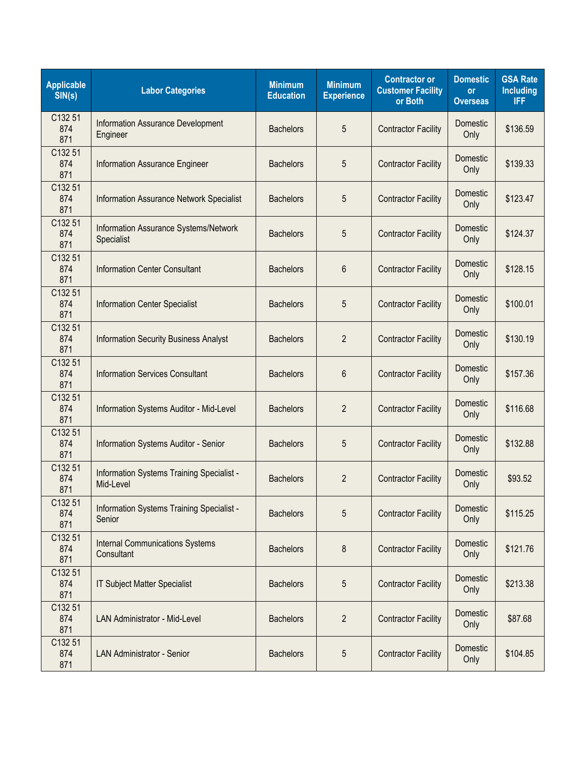| Applicable SIN(s) | Labor Categories | Minimum Education | Minimum Experience | Contractor or Customer Facility or Both | Domestic or Overseas | GSA Rate Including IFF |
|---|---|---|---|---|---|---|
| C132 51 874 871 | Information Assurance Development Engineer | Bachelors | 5 | Contractor Facility | Domestic Only | $136.59 |
| C132 51 874 871 | Information Assurance Engineer | Bachelors | 5 | Contractor Facility | Domestic Only | $139.33 |
| C132 51 874 871 | Information Assurance Network Specialist | Bachelors | 5 | Contractor Facility | Domestic Only | $123.47 |
| C132 51 874 871 | Information Assurance Systems/Network Specialist | Bachelors | 5 | Contractor Facility | Domestic Only | $124.37 |
| C132 51 874 871 | Information Center Consultant | Bachelors | 6 | Contractor Facility | Domestic Only | $128.15 |
| C132 51 874 871 | Information Center Specialist | Bachelors | 5 | Contractor Facility | Domestic Only | $100.01 |
| C132 51 874 871 | Information Security Business Analyst | Bachelors | 2 | Contractor Facility | Domestic Only | $130.19 |
| C132 51 874 871 | Information Services Consultant | Bachelors | 6 | Contractor Facility | Domestic Only | $157.36 |
| C132 51 874 871 | Information Systems Auditor - Mid-Level | Bachelors | 2 | Contractor Facility | Domestic Only | $116.68 |
| C132 51 874 871 | Information Systems Auditor - Senior | Bachelors | 5 | Contractor Facility | Domestic Only | $132.88 |
| C132 51 874 871 | Information Systems Training Specialist - Mid-Level | Bachelors | 2 | Contractor Facility | Domestic Only | $93.52 |
| C132 51 874 871 | Information Systems Training Specialist - Senior | Bachelors | 5 | Contractor Facility | Domestic Only | $115.25 |
| C132 51 874 871 | Internal Communications Systems Consultant | Bachelors | 8 | Contractor Facility | Domestic Only | $121.76 |
| C132 51 874 871 | IT Subject Matter Specialist | Bachelors | 5 | Contractor Facility | Domestic Only | $213.38 |
| C132 51 874 871 | LAN Administrator - Mid-Level | Bachelors | 2 | Contractor Facility | Domestic Only | $87.68 |
| C132 51 874 871 | LAN Administrator - Senior | Bachelors | 5 | Contractor Facility | Domestic Only | $104.85 |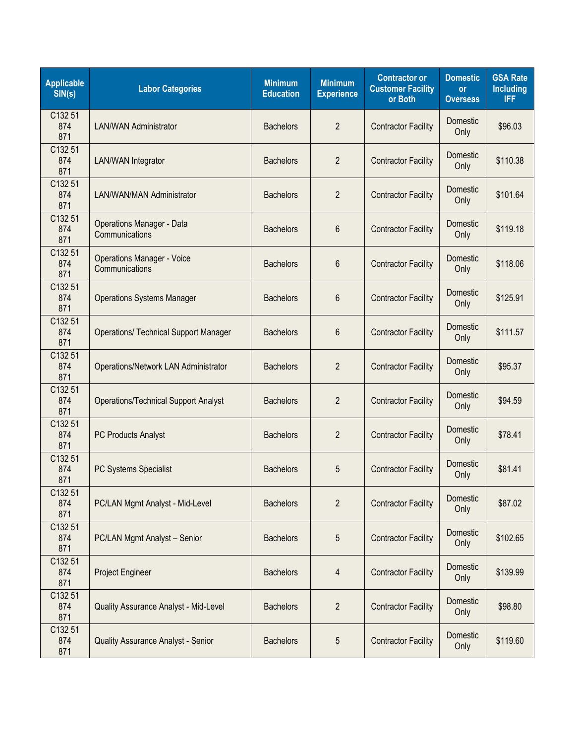| Applicable SIN(s) | Labor Categories | Minimum Education | Minimum Experience | Contractor or Customer Facility or Both | Domestic or Overseas | GSA Rate Including IFF |
|---|---|---|---|---|---|---|
| C132 51 874 871 | LAN/WAN Administrator | Bachelors | 2 | Contractor Facility | Domestic Only | $96.03 |
| C132 51 874 871 | LAN/WAN Integrator | Bachelors | 2 | Contractor Facility | Domestic Only | $110.38 |
| C132 51 874 871 | LAN/WAN/MAN Administrator | Bachelors | 2 | Contractor Facility | Domestic Only | $101.64 |
| C132 51 874 871 | Operations Manager - Data Communications | Bachelors | 6 | Contractor Facility | Domestic Only | $119.18 |
| C132 51 874 871 | Operations Manager - Voice Communications | Bachelors | 6 | Contractor Facility | Domestic Only | $118.06 |
| C132 51 874 871 | Operations Systems Manager | Bachelors | 6 | Contractor Facility | Domestic Only | $125.91 |
| C132 51 874 871 | Operations/ Technical Support Manager | Bachelors | 6 | Contractor Facility | Domestic Only | $111.57 |
| C132 51 874 871 | Operations/Network LAN Administrator | Bachelors | 2 | Contractor Facility | Domestic Only | $95.37 |
| C132 51 874 871 | Operations/Technical Support Analyst | Bachelors | 2 | Contractor Facility | Domestic Only | $94.59 |
| C132 51 874 871 | PC Products Analyst | Bachelors | 2 | Contractor Facility | Domestic Only | $78.41 |
| C132 51 874 871 | PC Systems Specialist | Bachelors | 5 | Contractor Facility | Domestic Only | $81.41 |
| C132 51 874 871 | PC/LAN Mgmt Analyst - Mid-Level | Bachelors | 2 | Contractor Facility | Domestic Only | $87.02 |
| C132 51 874 871 | PC/LAN Mgmt Analyst – Senior | Bachelors | 5 | Contractor Facility | Domestic Only | $102.65 |
| C132 51 874 871 | Project Engineer | Bachelors | 4 | Contractor Facility | Domestic Only | $139.99 |
| C132 51 874 871 | Quality Assurance Analyst - Mid-Level | Bachelors | 2 | Contractor Facility | Domestic Only | $98.80 |
| C132 51 874 871 | Quality Assurance Analyst - Senior | Bachelors | 5 | Contractor Facility | Domestic Only | $119.60 |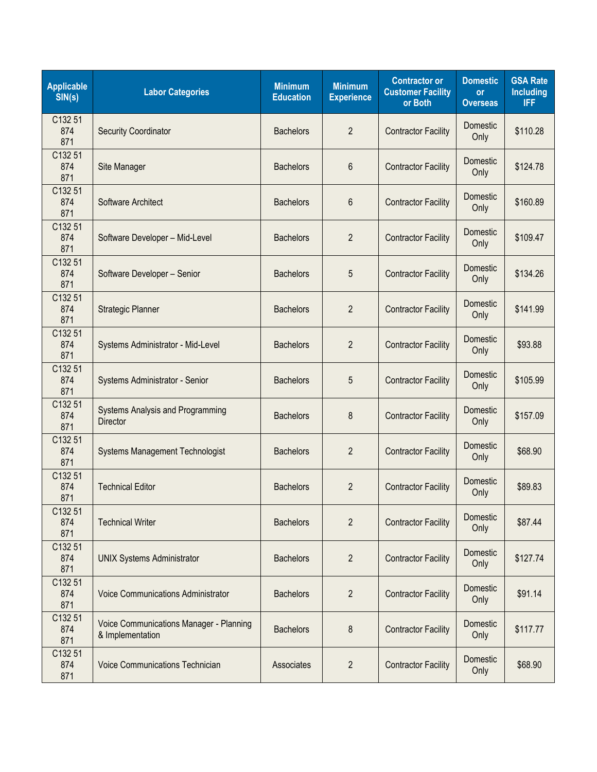| Applicable SIN(s) | Labor Categories | Minimum Education | Minimum Experience | Contractor or Customer Facility or Both | Domestic or Overseas | GSA Rate Including IFF |
|---|---|---|---|---|---|---|
| C132 51 874 871 | Security Coordinator | Bachelors | 2 | Contractor Facility | Domestic Only | $110.28 |
| C132 51 874 871 | Site Manager | Bachelors | 6 | Contractor Facility | Domestic Only | $124.78 |
| C132 51 874 871 | Software Architect | Bachelors | 6 | Contractor Facility | Domestic Only | $160.89 |
| C132 51 874 871 | Software Developer – Mid-Level | Bachelors | 2 | Contractor Facility | Domestic Only | $109.47 |
| C132 51 874 871 | Software Developer – Senior | Bachelors | 5 | Contractor Facility | Domestic Only | $134.26 |
| C132 51 874 871 | Strategic Planner | Bachelors | 2 | Contractor Facility | Domestic Only | $141.99 |
| C132 51 874 871 | Systems Administrator - Mid-Level | Bachelors | 2 | Contractor Facility | Domestic Only | $93.88 |
| C132 51 874 871 | Systems Administrator - Senior | Bachelors | 5 | Contractor Facility | Domestic Only | $105.99 |
| C132 51 874 871 | Systems Analysis and Programming Director | Bachelors | 8 | Contractor Facility | Domestic Only | $157.09 |
| C132 51 874 871 | Systems Management Technologist | Bachelors | 2 | Contractor Facility | Domestic Only | $68.90 |
| C132 51 874 871 | Technical Editor | Bachelors | 2 | Contractor Facility | Domestic Only | $89.83 |
| C132 51 874 871 | Technical Writer | Bachelors | 2 | Contractor Facility | Domestic Only | $87.44 |
| C132 51 874 871 | UNIX Systems Administrator | Bachelors | 2 | Contractor Facility | Domestic Only | $127.74 |
| C132 51 874 871 | Voice Communications Administrator | Bachelors | 2 | Contractor Facility | Domestic Only | $91.14 |
| C132 51 874 871 | Voice Communications Manager - Planning & Implementation | Bachelors | 8 | Contractor Facility | Domestic Only | $117.77 |
| C132 51 874 871 | Voice Communications Technician | Associates | 2 | Contractor Facility | Domestic Only | $68.90 |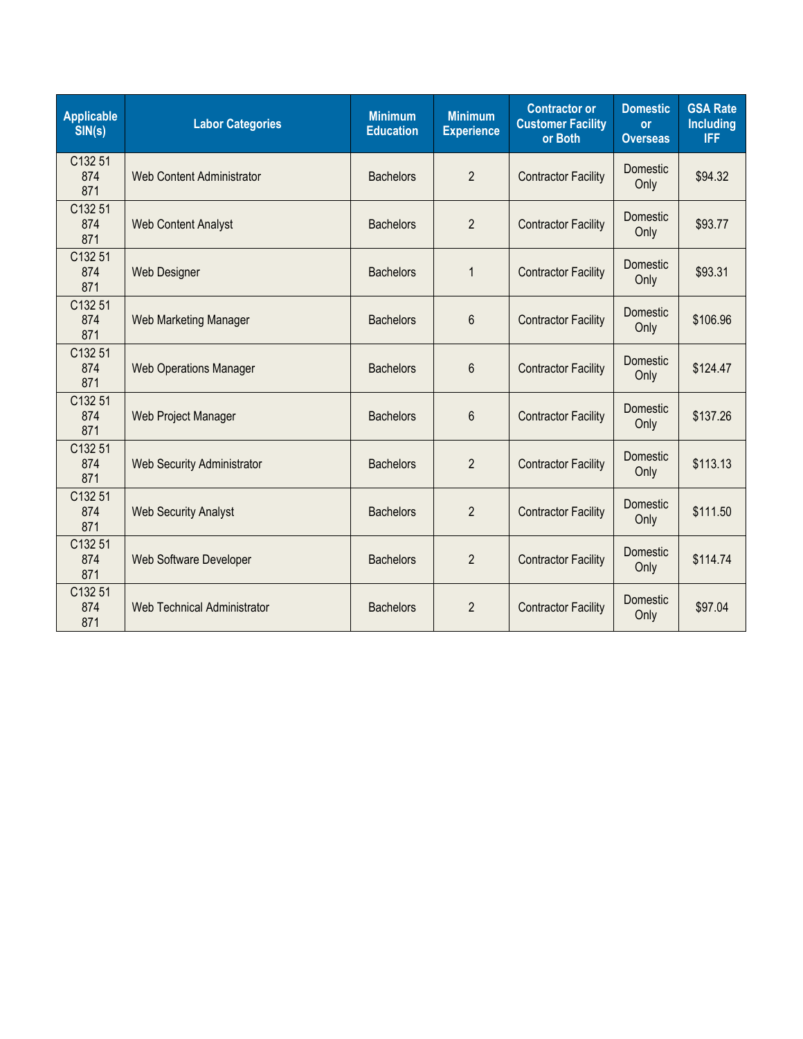| Applicable SIN(s) | Labor Categories | Minimum Education | Minimum Experience | Contractor or Customer Facility or Both | Domestic or Overseas | GSA Rate Including IFF |
|---|---|---|---|---|---|---|
| C132 51 874 871 | Web Content Administrator | Bachelors | 2 | Contractor Facility | Domestic Only | $94.32 |
| C132 51 874 871 | Web Content Analyst | Bachelors | 2 | Contractor Facility | Domestic Only | $93.77 |
| C132 51 874 871 | Web Designer | Bachelors | 1 | Contractor Facility | Domestic Only | $93.31 |
| C132 51 874 871 | Web Marketing Manager | Bachelors | 6 | Contractor Facility | Domestic Only | $106.96 |
| C132 51 874 871 | Web Operations Manager | Bachelors | 6 | Contractor Facility | Domestic Only | $124.47 |
| C132 51 874 871 | Web Project Manager | Bachelors | 6 | Contractor Facility | Domestic Only | $137.26 |
| C132 51 874 871 | Web Security Administrator | Bachelors | 2 | Contractor Facility | Domestic Only | $113.13 |
| C132 51 874 871 | Web Security Analyst | Bachelors | 2 | Contractor Facility | Domestic Only | $111.50 |
| C132 51 874 871 | Web Software Developer | Bachelors | 2 | Contractor Facility | Domestic Only | $114.74 |
| C132 51 874 871 | Web Technical Administrator | Bachelors | 2 | Contractor Facility | Domestic Only | $97.04 |